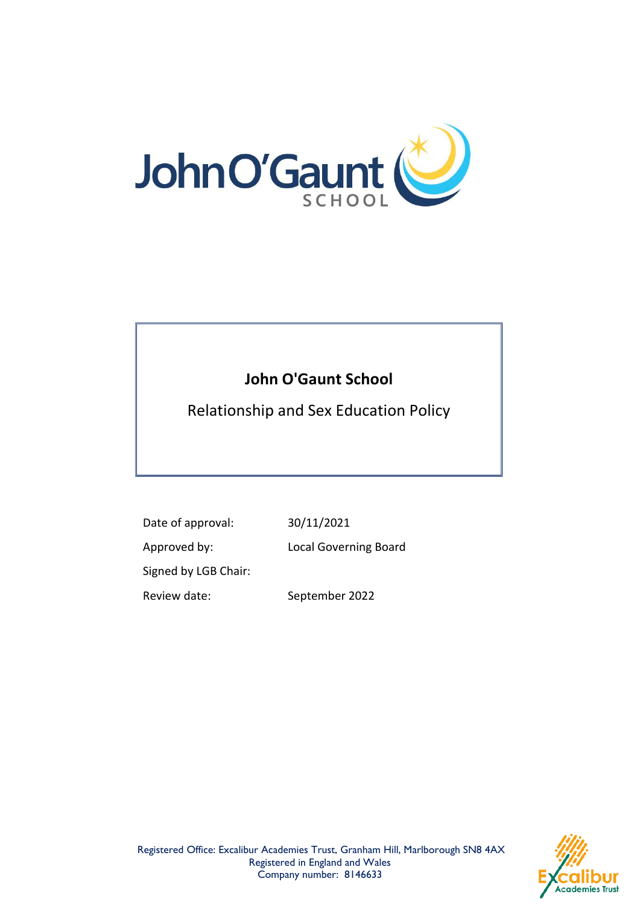# John O'Gaunt School

Relationship and Sex Education Policy

| | |
|---|---|
| Date of approval: | 30/11/2021 |
| Approved by: | Local Governing Board |
| Signed by LGB Chair: | |
| Review date: | September 2022 |

Registered Office: Excalibur Academies Trust, Granham Hill, Marlborough SN8 4AX
Registered in England and Wales
Company number: 8146633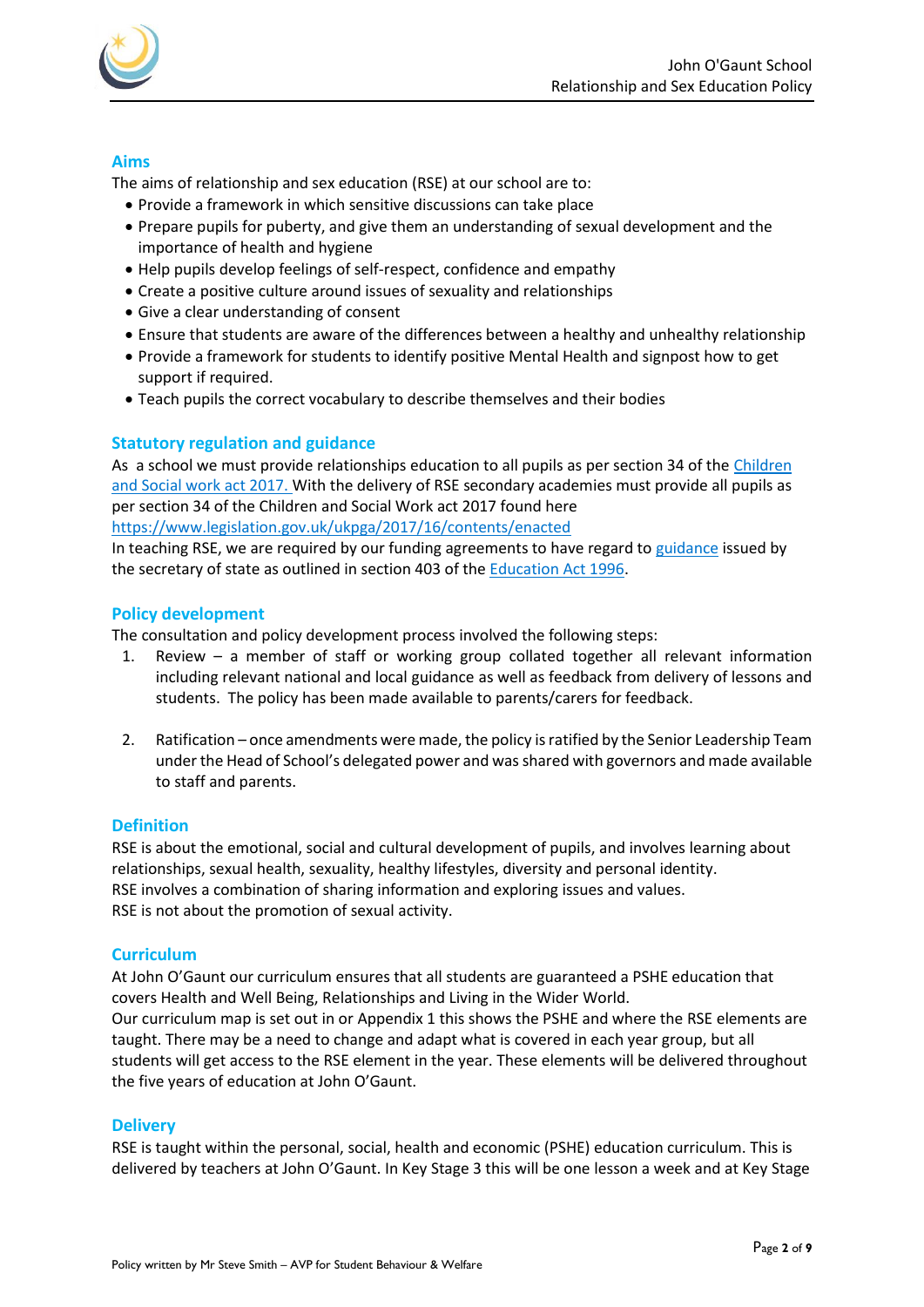## Aims

The aims of relationship and sex education (RSE) at our school are to:

- Provide a framework in which sensitive discussions can take place
- Prepare pupils for puberty, and give them an understanding of sexual development and the importance of health and hygiene
- Help pupils develop feelings of self-respect, confidence and empathy
- Create a positive culture around issues of sexuality and relationships
- Give a clear understanding of consent
- Ensure that students are aware of the differences between a healthy and unhealthy relationship
- Provide a framework for students to identify positive Mental Health and signpost how to get support if required.
- Teach pupils the correct vocabulary to describe themselves and their bodies

## Statutory regulation and guidance

As a school we must provide relationships education to all pupils as per section 34 of the Children and Social work act 2017. With the delivery of RSE secondary academies must provide all pupils as per section 34 of the Children and Social Work act 2017 found here https://www.legislation.gov.uk/ukpga/2017/16/contents/enacted

In teaching RSE, we are required by our funding agreements to have regard to guidance issued by the secretary of state as outlined in section 403 of the Education Act 1996.

## Policy development

The consultation and policy development process involved the following steps:

1. Review – a member of staff or working group collated together all relevant information including relevant national and local guidance as well as feedback from delivery of lessons and students. The policy has been made available to parents/carers for feedback.

2. Ratification – once amendments were made, the policy is ratified by the Senior Leadership Team under the Head of School's delegated power and was shared with governors and made available to staff and parents.

## Definition

RSE is about the emotional, social and cultural development of pupils, and involves learning about relationships, sexual health, sexuality, healthy lifestyles, diversity and personal identity.

RSE involves a combination of sharing information and exploring issues and values.

RSE is not about the promotion of sexual activity.

## Curriculum

At John O'Gaunt our curriculum ensures that all students are guaranteed a PSHE education that covers Health and Well Being, Relationships and Living in the Wider World.

Our curriculum map is set out in or Appendix 1 this shows the PSHE and where the RSE elements are taught. There may be a need to change and adapt what is covered in each year group, but all students will get access to the RSE element in the year. These elements will be delivered throughout the five years of education at John O'Gaunt.

## Delivery

RSE is taught within the personal, social, health and economic (PSHE) education curriculum. This is delivered by teachers at John O'Gaunt. In Key Stage 3 this will be one lesson a week and at Key Stage

Policy written by Mr Steve Smith – AVP for Student Behaviour & Welfare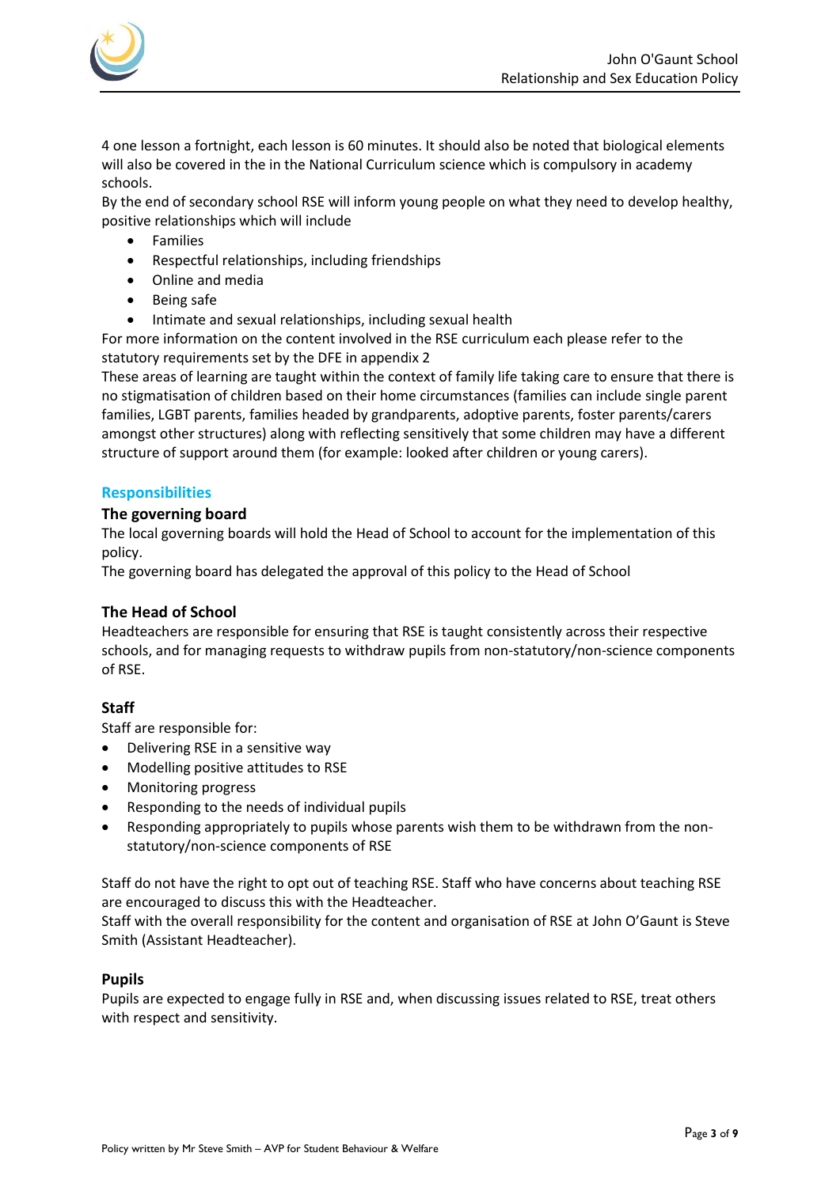4 one lesson a fortnight, each lesson is 60 minutes. It should also be noted that biological elements will also be covered in the in the National Curriculum science which is compulsory in academy schools.

By the end of secondary school RSE will inform young people on what they need to develop healthy, positive relationships which will include

- Families
- Respectful relationships, including friendships
- Online and media
- Being safe
- Intimate and sexual relationships, including sexual health

For more information on the content involved in the RSE curriculum each please refer to the statutory requirements set by the DFE in appendix 2

These areas of learning are taught within the context of family life taking care to ensure that there is no stigmatisation of children based on their home circumstances (families can include single parent families, LGBT parents, families headed by grandparents, adoptive parents, foster parents/carers amongst other structures) along with reflecting sensitively that some children may have a different structure of support around them (for example: looked after children or young carers).

## Responsibilities

### The governing board

The local governing boards will hold the Head of School to account for the implementation of this policy.

The governing board has delegated the approval of this policy to the Head of School

### The Head of School

Headteachers are responsible for ensuring that RSE is taught consistently across their respective schools, and for managing requests to withdraw pupils from non-statutory/non-science components of RSE.

### Staff

Staff are responsible for:

- Delivering RSE in a sensitive way
- Modelling positive attitudes to RSE
- Monitoring progress
- Responding to the needs of individual pupils
- Responding appropriately to pupils whose parents wish them to be withdrawn from the non-statutory/non-science components of RSE

Staff do not have the right to opt out of teaching RSE. Staff who have concerns about teaching RSE are encouraged to discuss this with the Headteacher.

Staff with the overall responsibility for the content and organisation of RSE at John O'Gaunt is Steve Smith (Assistant Headteacher).

### Pupils

Pupils are expected to engage fully in RSE and, when discussing issues related to RSE, treat others with respect and sensitivity.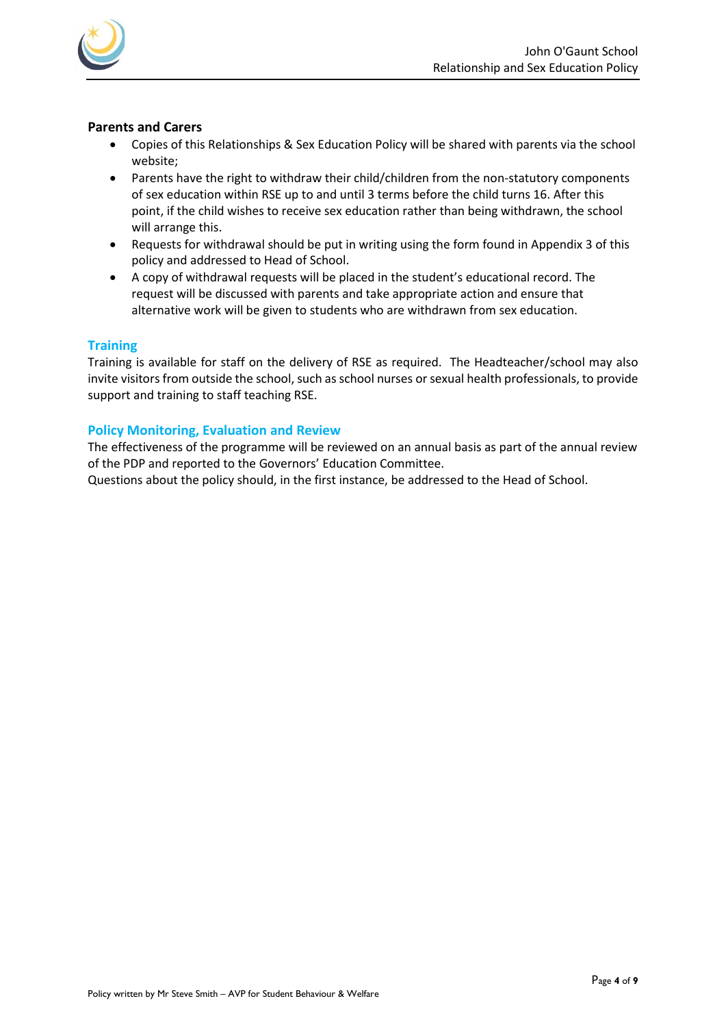**Parents and Carers**

- Copies of this Relationships & Sex Education Policy will be shared with parents via the school website;
- Parents have the right to withdraw their child/children from the non-statutory components of sex education within RSE up to and until 3 terms before the child turns 16. After this point, if the child wishes to receive sex education rather than being withdrawn, the school will arrange this.
- Requests for withdrawal should be put in writing using the form found in Appendix 3 of this policy and addressed to Head of School.
- A copy of withdrawal requests will be placed in the student's educational record. The request will be discussed with parents and take appropriate action and ensure that alternative work will be given to students who are withdrawn from sex education.

## Training

Training is available for staff on the delivery of RSE as required. The Headteacher/school may also invite visitors from outside the school, such as school nurses or sexual health professionals, to provide support and training to staff teaching RSE.

## Policy Monitoring, Evaluation and Review

The effectiveness of the programme will be reviewed on an annual basis as part of the annual review of the PDP and reported to the Governors' Education Committee.
Questions about the policy should, in the first instance, be addressed to the Head of School.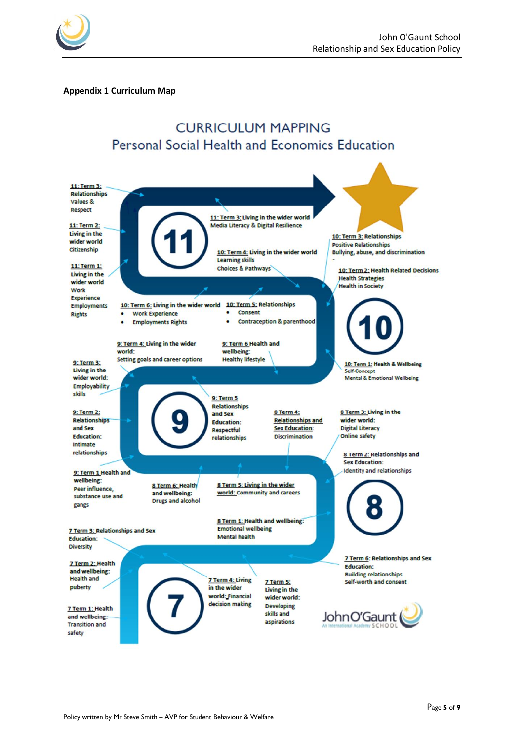**Appendix 1 Curriculum Map**

# CURRICULUM MAPPING
## Personal Social Health and Economics Education

**Year 11**

- 11: Term 1: Living in the wider world — Work Experience, Employments Rights
- 11: Term 2: Living in the wider world — Citizenship
- 11: Term 3: Relationships — Values & Respect
- 11: Term 3: Living in the wider world — Media Literacy & Digital Resilience

**Year 10**

- 10: Term 1: Health & Wellbeing — Self-Concept, Mental & Emotional Wellbeing
- 10: Term 2: Health Related Decisions — Health Strategies, Health in Society
- 10: Term 3: Relationships — Positive Relationships, Bullying, abuse, and discrimination
- 10: Term 4: Living in the wider world — Learning skills, Choices & Pathways
- 10: Term 5: Relationships
  - Consent
  - Contraception & parenthood
- 10: Term 6: Living in the wider world
  - Work Experience
  - Employments Rights

**Year 9**

- 9: Term 1 Health and wellbeing: Peer influence, substance use and gangs
- 9: Term 2: Relationships and Sex Education: Intimate relationships
- 9: Term 3: Living in the wider world: Employability skills
- 9: Term 4: Living in the wider world: Setting goals and career options
- 9: Term 5 Relationships and Sex Education: Respectful relationships
- 9: Term 6 Health and wellbeing: Healthy lifestyle

**Year 8**

- 8 Term 1: Health and wellbeing: Emotional wellbeing, Mental health
- 8 Term 2: Relationships and Sex Education: Identity and relationships
- 8 Term 3: Living in the wider world: Digital Literacy, Online safety
- 8 Term 4: Relationships and Sex Education: Discrimination
- 8 Term 5: Living in the wider world: Community and careers
- 8 Term 6: Health and wellbeing: Drugs and alcohol

**Year 7**

- 7 Term 1: Health and wellbeing: Transition and safety
- 7 Term 2: Health and wellbeing: Health and puberty
- 7 Term 3: Relationships and Sex Education: Diversity
- 7 Term 4: Living in the wider world: Financial decision making
- 7 Term 5: Living in the wider world: Developing skills and aspirations
- 7 Term 6: Relationships and Sex Education: Building relationships, Self-worth and consent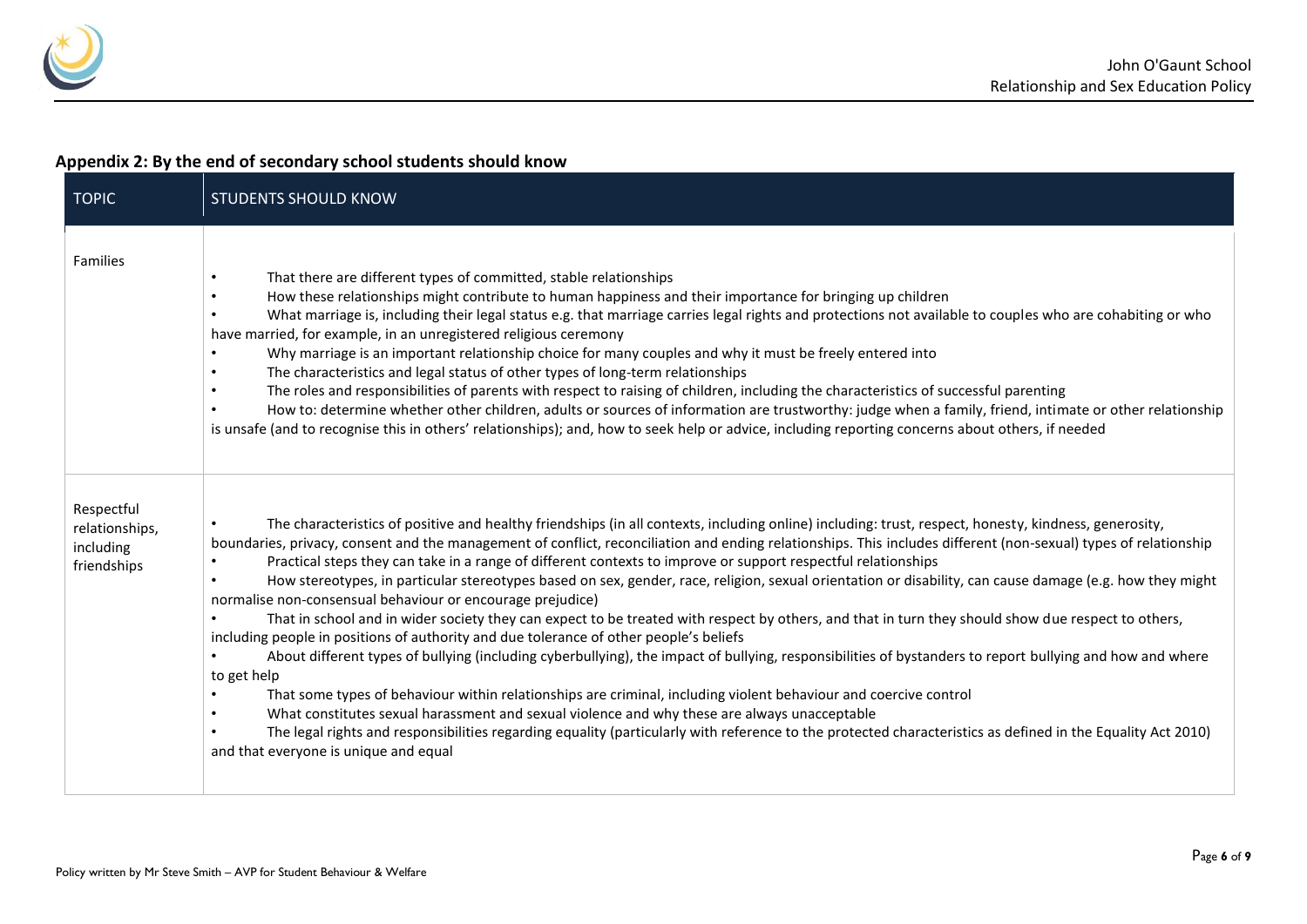## Appendix 2: By the end of secondary school students should know

| TOPIC | STUDENTS SHOULD KNOW |
|---|---|
| Families | • That there are different types of committed, stable relationships<br>• How these relationships might contribute to human happiness and their importance for bringing up children<br>• What marriage is, including their legal status e.g. that marriage carries legal rights and protections not available to couples who are cohabiting or who have married, for example, in an unregistered religious ceremony<br>• Why marriage is an important relationship choice for many couples and why it must be freely entered into<br>• The characteristics and legal status of other types of long-term relationships<br>• The roles and responsibilities of parents with respect to raising of children, including the characteristics of successful parenting<br>• How to: determine whether other children, adults or sources of information are trustworthy: judge when a family, friend, intimate or other relationship is unsafe (and to recognise this in others' relationships); and, how to seek help or advice, including reporting concerns about others, if needed |
| Respectful relationships, including friendships | • The characteristics of positive and healthy friendships (in all contexts, including online) including: trust, respect, honesty, kindness, generosity, boundaries, privacy, consent and the management of conflict, reconciliation and ending relationships. This includes different (non-sexual) types of relationship<br>• Practical steps they can take in a range of different contexts to improve or support respectful relationships<br>• How stereotypes, in particular stereotypes based on sex, gender, race, religion, sexual orientation or disability, can cause damage (e.g. how they might normalise non-consensual behaviour or encourage prejudice)<br>• That in school and in wider society they can expect to be treated with respect by others, and that in turn they should show due respect to others, including people in positions of authority and due tolerance of other people's beliefs<br>• About different types of bullying (including cyberbullying), the impact of bullying, responsibilities of bystanders to report bullying and how and where to get help<br>• That some types of behaviour within relationships are criminal, including violent behaviour and coercive control<br>• What constitutes sexual harassment and sexual violence and why these are always unacceptable<br>• The legal rights and responsibilities regarding equality (particularly with reference to the protected characteristics as defined in the Equality Act 2010) and that everyone is unique and equal |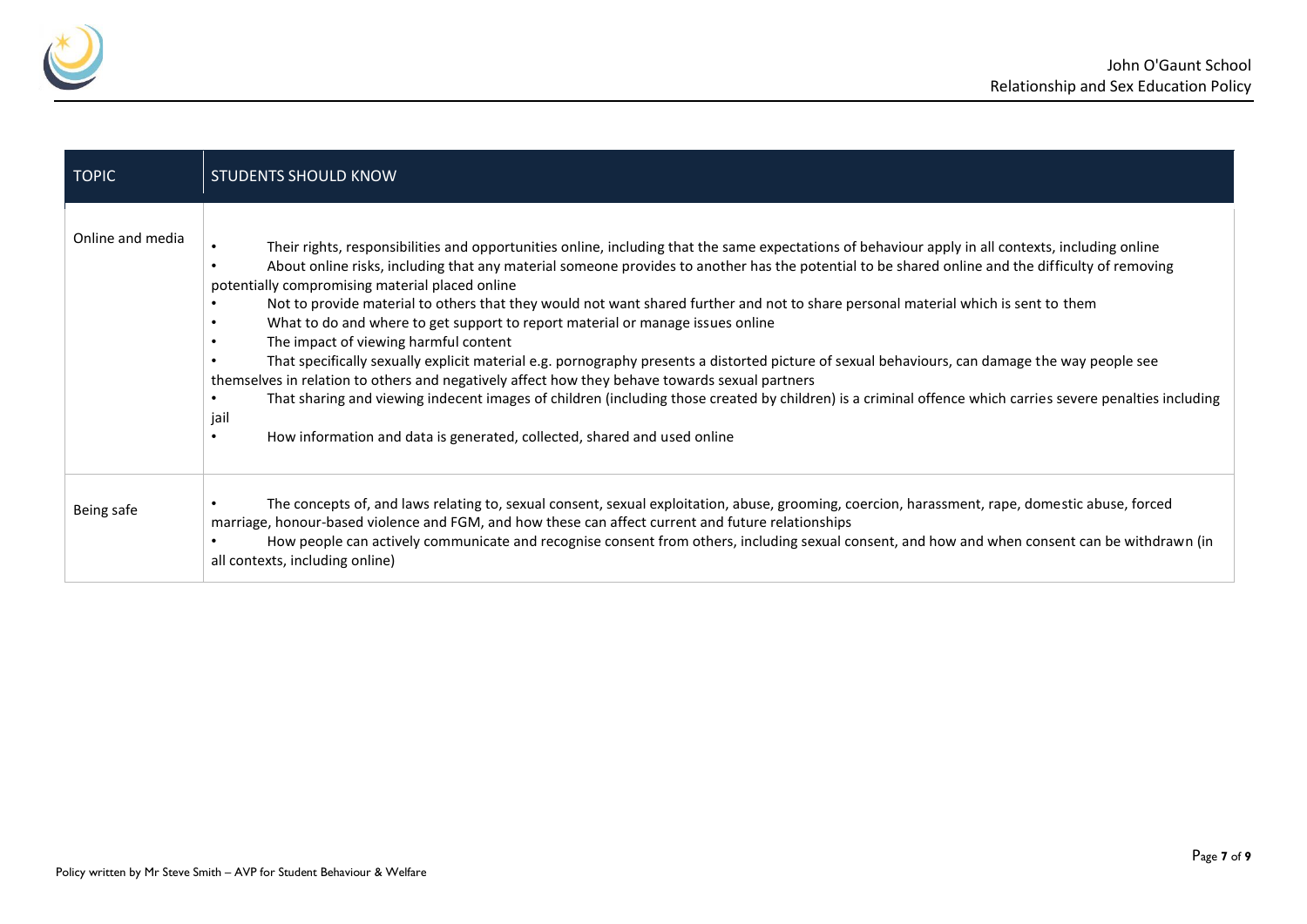| TOPIC | STUDENTS SHOULD KNOW |
|---|---|
| Online and media | • Their rights, responsibilities and opportunities online, including that the same expectations of behaviour apply in all contexts, including online<br>• About online risks, including that any material someone provides to another has the potential to be shared online and the difficulty of removing potentially compromising material placed online<br>• Not to provide material to others that they would not want shared further and not to share personal material which is sent to them<br>• What to do and where to get support to report material or manage issues online<br>• The impact of viewing harmful content<br>• That specifically sexually explicit material e.g. pornography presents a distorted picture of sexual behaviours, can damage the way people see themselves in relation to others and negatively affect how they behave towards sexual partners<br>• That sharing and viewing indecent images of children (including those created by children) is a criminal offence which carries severe penalties including jail<br>• How information and data is generated, collected, shared and used online |
| Being safe | • The concepts of, and laws relating to, sexual consent, sexual exploitation, abuse, grooming, coercion, harassment, rape, domestic abuse, forced marriage, honour-based violence and FGM, and how these can affect current and future relationships<br>• How people can actively communicate and recognise consent from others, including sexual consent, and how and when consent can be withdrawn (in all contexts, including online) |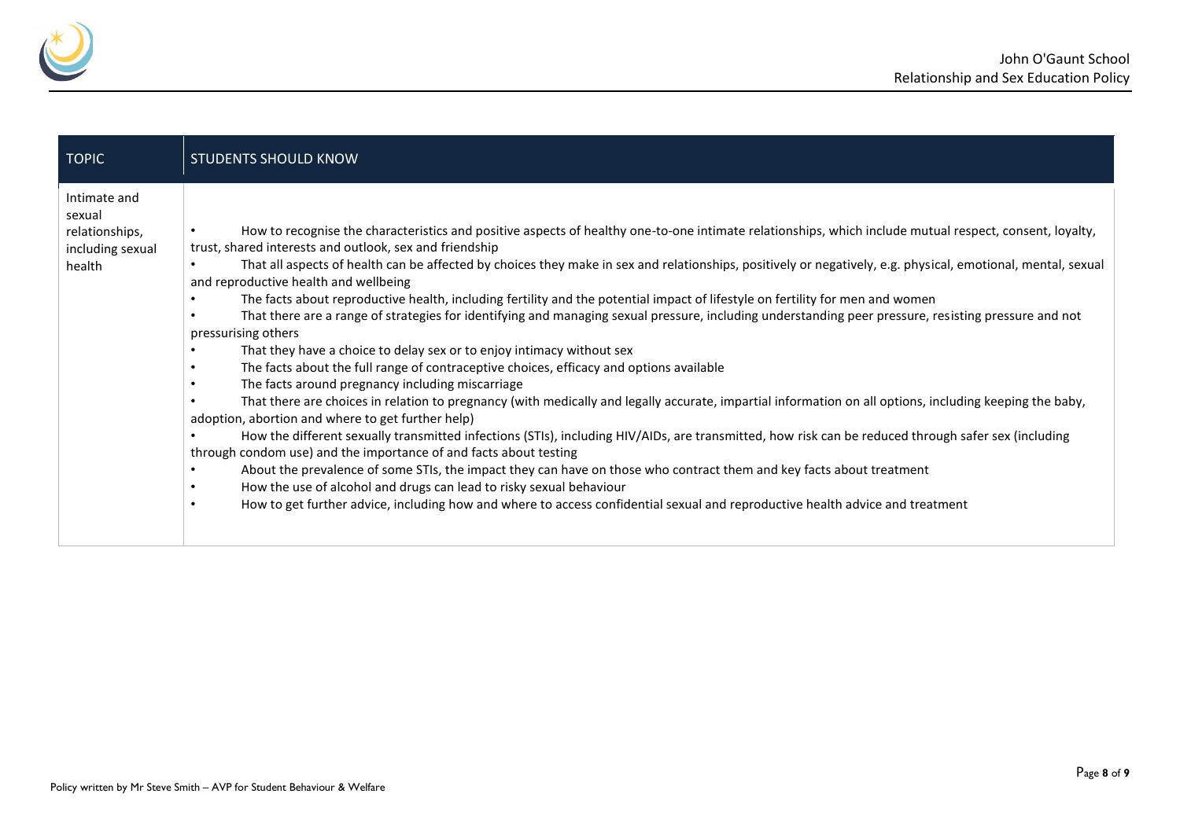| TOPIC | STUDENTS SHOULD KNOW |
|---|---|
| Intimate and sexual relationships, including sexual health | • How to recognise the characteristics and positive aspects of healthy one-to-one intimate relationships, which include mutual respect, consent, loyalty, trust, shared interests and outlook, sex and friendship<br>• That all aspects of health can be affected by choices they make in sex and relationships, positively or negatively, e.g. physical, emotional, mental, sexual and reproductive health and wellbeing<br>• The facts about reproductive health, including fertility and the potential impact of lifestyle on fertility for men and women<br>• That there are a range of strategies for identifying and managing sexual pressure, including understanding peer pressure, resisting pressure and not pressurising others<br>• That they have a choice to delay sex or to enjoy intimacy without sex<br>• The facts about the full range of contraceptive choices, efficacy and options available<br>• The facts around pregnancy including miscarriage<br>• That there are choices in relation to pregnancy (with medically and legally accurate, impartial information on all options, including keeping the baby, adoption, abortion and where to get further help)<br>• How the different sexually transmitted infections (STIs), including HIV/AIDs, are transmitted, how risk can be reduced through safer sex (including through condom use) and the importance of and facts about testing<br>• About the prevalence of some STIs, the impact they can have on those who contract them and key facts about treatment<br>• How the use of alcohol and drugs can lead to risky sexual behaviour<br>• How to get further advice, including how and where to access confidential sexual and reproductive health advice and treatment |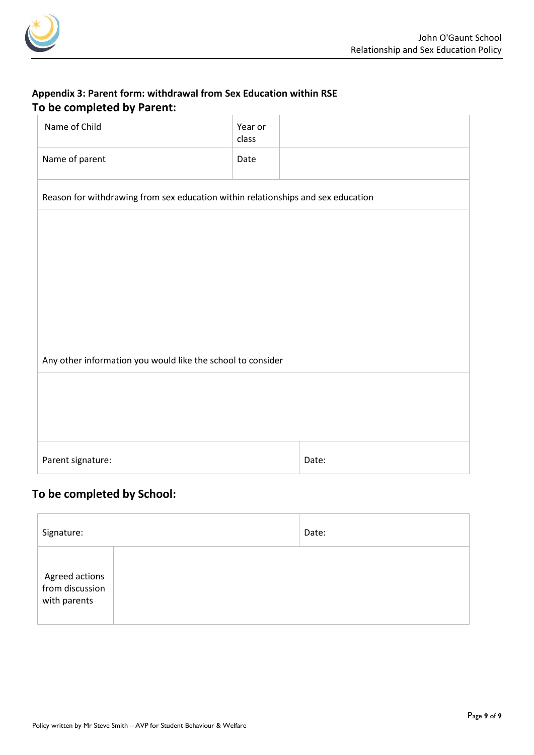### Appendix 3: Parent form: withdrawal from Sex Education within RSE

## To be completed by Parent:

| | | | |
|---|---|---|---|
| Name of Child | | Year or class | |
| Name of parent | | Date | |

| |
|---|
| Reason for withdrawing from sex education within relationships and sex education |
| |
| Any other information you would like the school to consider |
| |

| | |
|---|---|
| Parent signature: | Date: |

## To be completed by School:

| | |
|---|---|
| Signature: | Date: |

| | |
|---|---|
| Agreed actions from discussion with parents | |

Policy written by Mr Steve Smith – AVP for Student Behaviour & Welfare